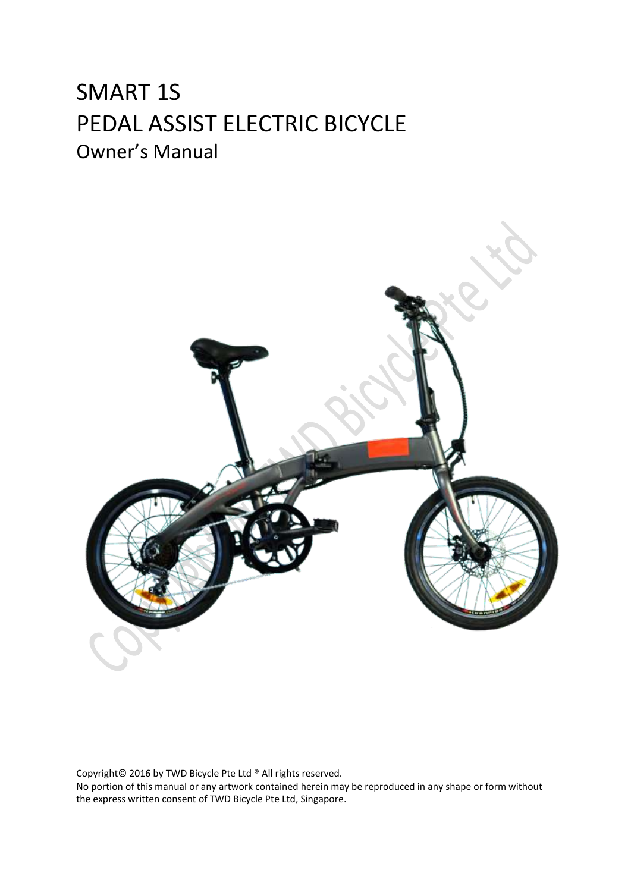# SMART 1S
# PEDAL ASSIST ELECTRIC BICYCLE
## Owner's Manual

Copyright© 2016 by TWD Bicycle Pte Ltd ® All rights reserved.
No portion of this manual or any artwork contained herein may be reproduced in any shape or form without the express written consent of TWD Bicycle Pte Ltd, Singapore.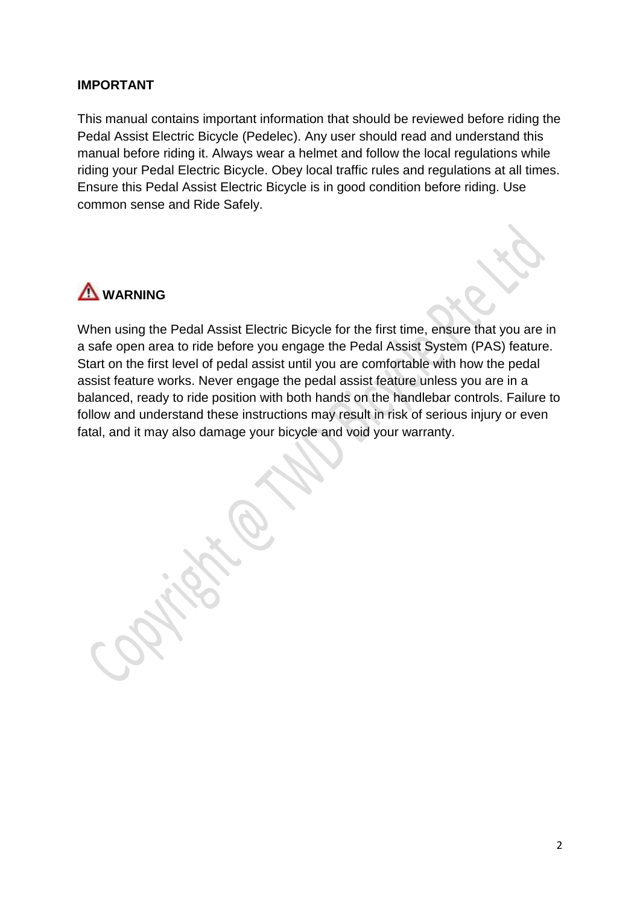**IMPORTANT**

This manual contains important information that should be reviewed before riding the Pedal Assist Electric Bicycle (Pedelec). Any user should read and understand this manual before riding it. Always wear a helmet and follow the local regulations while riding your Pedal Electric Bicycle. Obey local traffic rules and regulations at all times. Ensure this Pedal Assist Electric Bicycle is in good condition before riding. Use common sense and Ride Safely.

⚠ **WARNING**

When using the Pedal Assist Electric Bicycle for the first time, ensure that you are in a safe open area to ride before you engage the Pedal Assist System (PAS) feature. Start on the first level of pedal assist until you are comfortable with how the pedal assist feature works. Never engage the pedal assist feature unless you are in a balanced, ready to ride position with both hands on the handlebar controls. Failure to follow and understand these instructions may result in risk of serious injury or even fatal, and it may also damage your bicycle and void your warranty.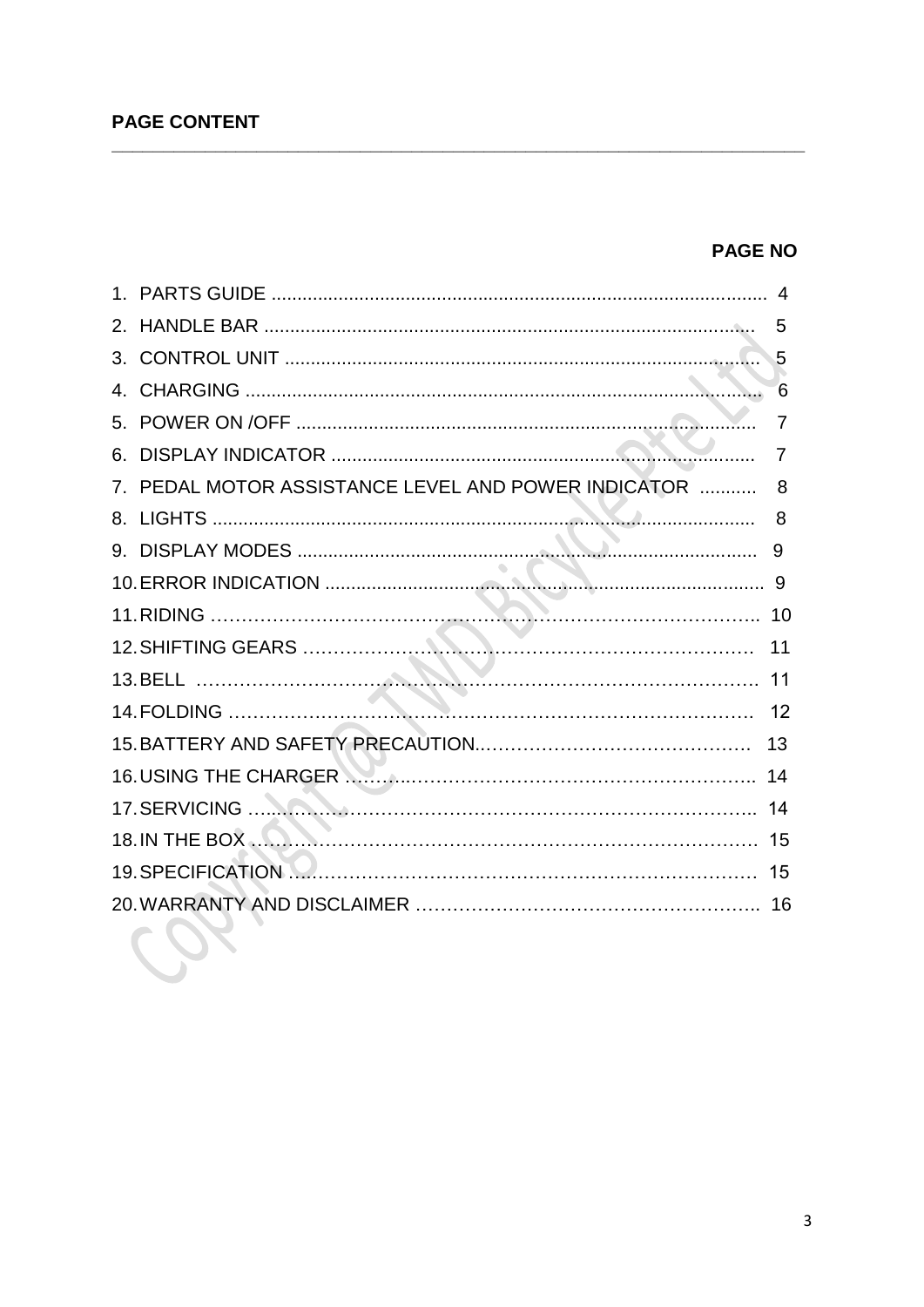**PAGE CONTENT**

| | PAGE NO |
|---|---|
| 1. PARTS GUIDE | 4 |
| 2. HANDLE BAR | 5 |
| 3. CONTROL UNIT | 5 |
| 4. CHARGING | 6 |
| 5. POWER ON /OFF | 7 |
| 6. DISPLAY INDICATOR | 7 |
| 7. PEDAL MOTOR ASSISTANCE LEVEL AND POWER INDICATOR | 8 |
| 8. LIGHTS | 8 |
| 9. DISPLAY MODES | 9 |
| 10. ERROR INDICATION | 9 |
| 11. RIDING | 10 |
| 12. SHIFTING GEARS | 11 |
| 13. BELL | 11 |
| 14. FOLDING | 12 |
| 15. BATTERY AND SAFETY PRECAUTION | 13 |
| 16. USING THE CHARGER | 14 |
| 17. SERVICING | 14 |
| 18. IN THE BOX | 15 |
| 19. SPECIFICATION | 15 |
| 20. WARRANTY AND DISCLAIMER | 16 |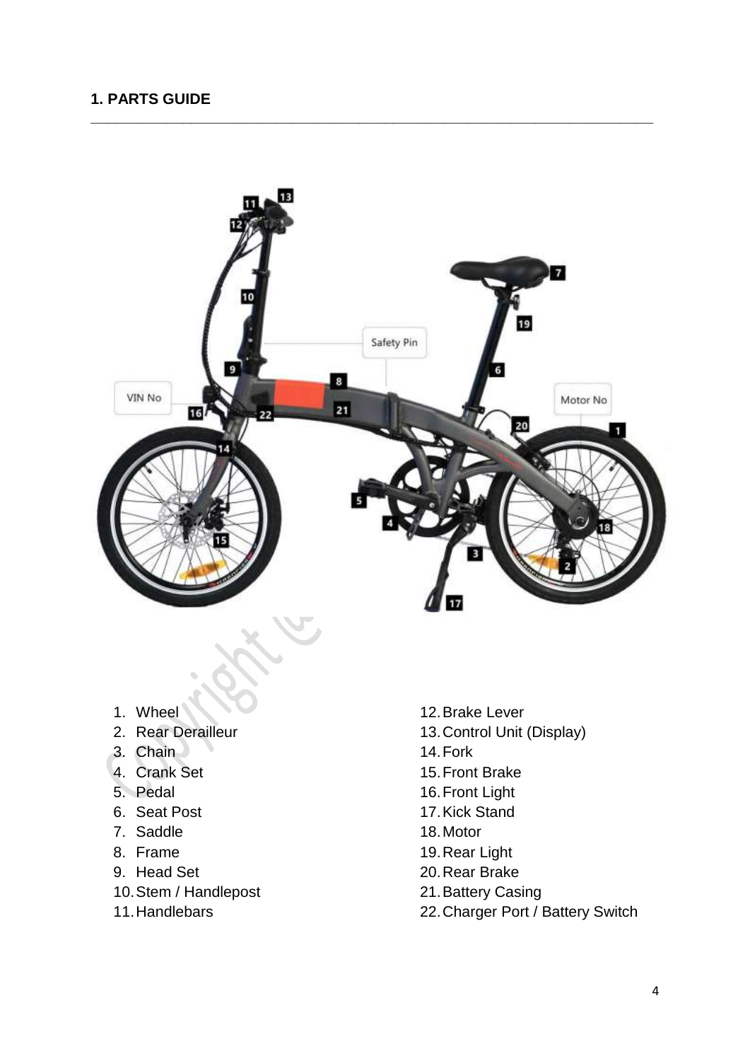## 1. PARTS GUIDE

1. Wheel
2. Rear Derailleur
3. Chain
4. Crank Set
5. Pedal
6. Seat Post
7. Saddle
8. Frame
9. Head Set
10. Stem / Handlepost
11. Handlebars
12. Brake Lever
13. Control Unit (Display)
14. Fork
15. Front Brake
16. Front Light
17. Kick Stand
18. Motor
19. Rear Light
20. Rear Brake
21. Battery Casing
22. Charger Port / Battery Switch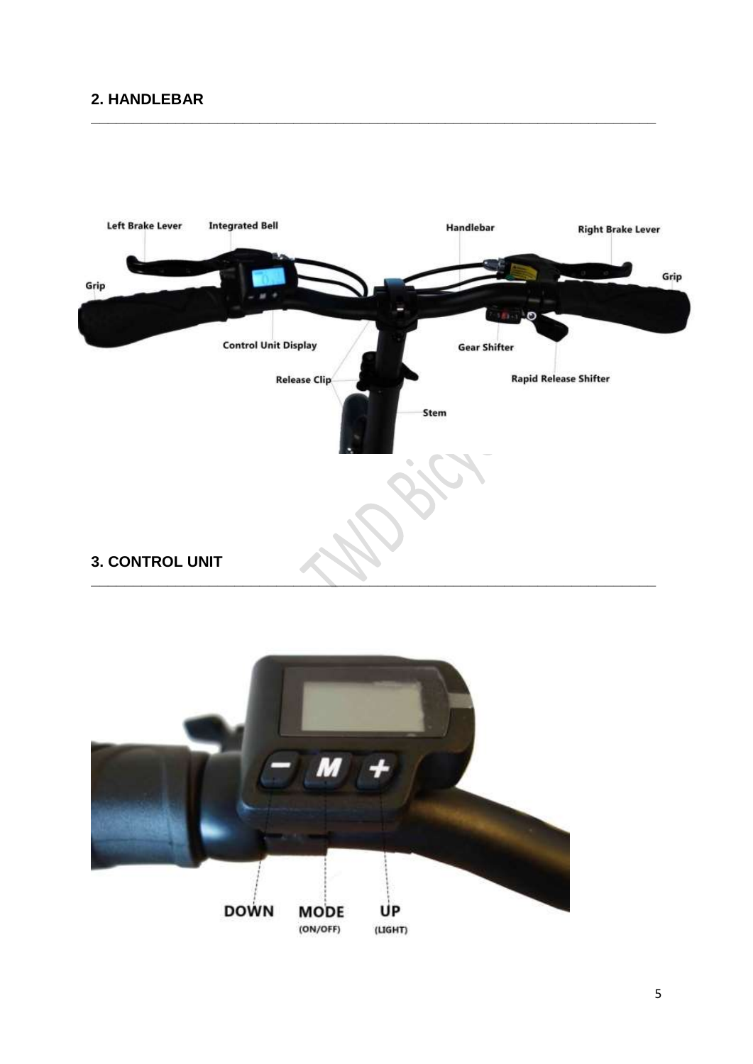## 2. HANDLEBAR

Left Brake Lever

Integrated Bell

Handlebar

Right Brake Lever

Grip

Grip

Control Unit Display

Gear Shifter

Release Clip

Rapid Release Shifter

Stem

## 3. CONTROL UNIT

DOWN

MODE (ON/OFF)

UP (LIGHT)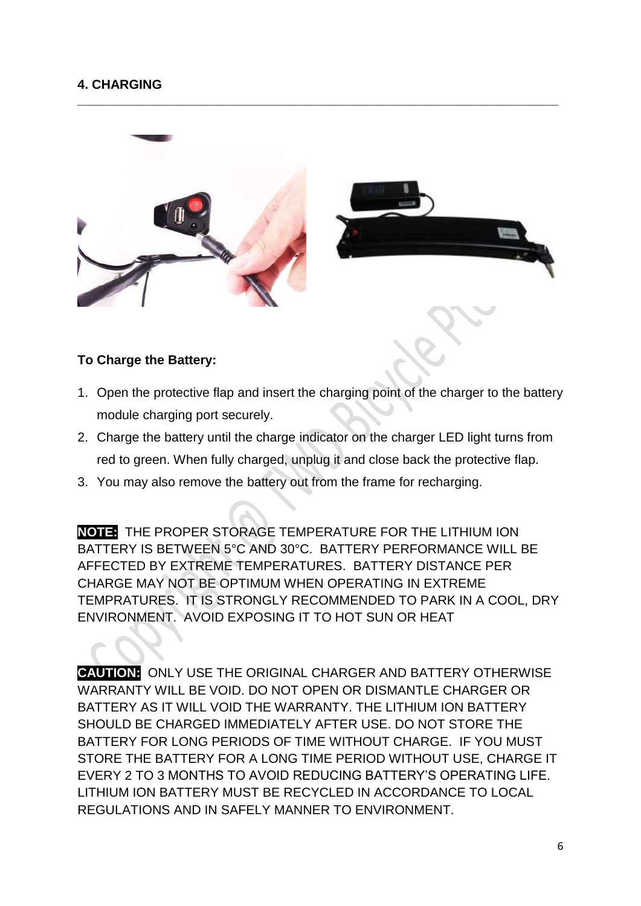## 4. CHARGING

**To Charge the Battery:**

1. Open the protective flap and insert the charging point of the charger to the battery module charging port securely.
2. Charge the battery until the charge indicator on the charger LED light turns from red to green. When fully charged, unplug it and close back the protective flap.
3. You may also remove the battery out from the frame for recharging.

**NOTE:** THE PROPER STORAGE TEMPERATURE FOR THE LITHIUM ION BATTERY IS BETWEEN 5°C AND 30°C. BATTERY PERFORMANCE WILL BE AFFECTED BY EXTREME TEMPERATURES. BATTERY DISTANCE PER CHARGE MAY NOT BE OPTIMUM WHEN OPERATING IN EXTREME TEMPRATURES. IT IS STRONGLY RECOMMENDED TO PARK IN A COOL, DRY ENVIRONMENT. AVOID EXPOSING IT TO HOT SUN OR HEAT

**CAUTION:** ONLY USE THE ORIGINAL CHARGER AND BATTERY OTHERWISE WARRANTY WILL BE VOID. DO NOT OPEN OR DISMANTLE CHARGER OR BATTERY AS IT WILL VOID THE WARRANTY. THE LITHIUM ION BATTERY SHOULD BE CHARGED IMMEDIATELY AFTER USE. DO NOT STORE THE BATTERY FOR LONG PERIODS OF TIME WITHOUT CHARGE. IF YOU MUST STORE THE BATTERY FOR A LONG TIME PERIOD WITHOUT USE, CHARGE IT EVERY 2 TO 3 MONTHS TO AVOID REDUCING BATTERY'S OPERATING LIFE. LITHIUM ION BATTERY MUST BE RECYCLED IN ACCORDANCE TO LOCAL REGULATIONS AND IN SAFELY MANNER TO ENVIRONMENT.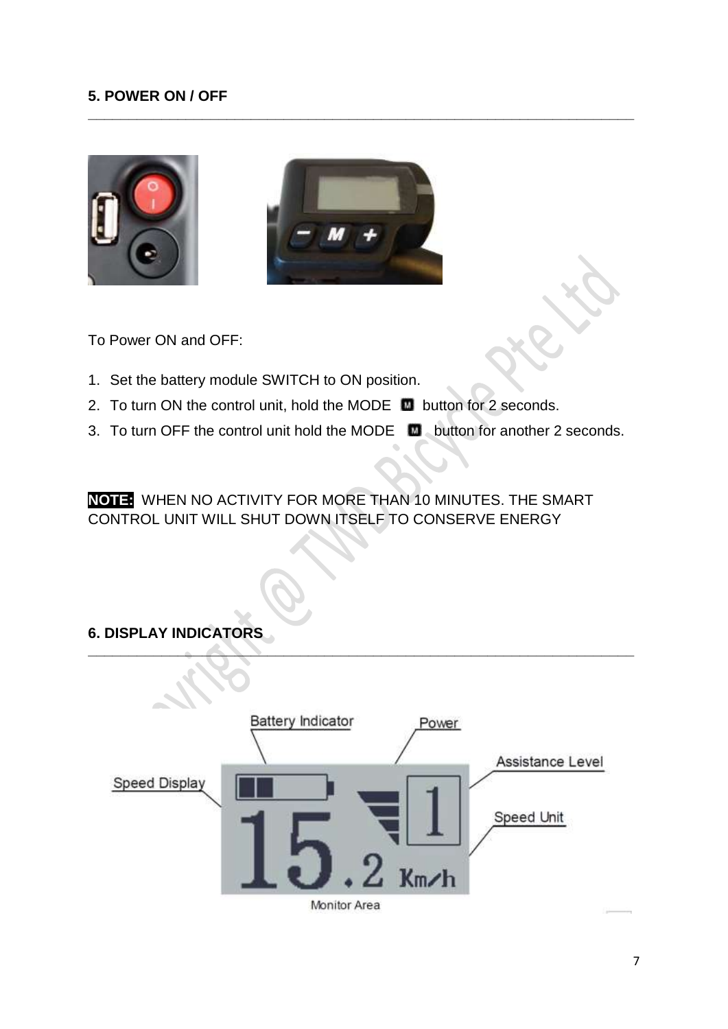## 5. POWER ON / OFF

To Power ON and OFF:

1. Set the battery module SWITCH to ON position.
2. To turn ON the control unit, hold the MODE M button for 2 seconds.
3. To turn OFF the control unit hold the MODE M button for another 2 seconds.

**NOTE:** WHEN NO ACTIVITY FOR MORE THAN 10 MINUTES. THE SMART CONTROL UNIT WILL SHUT DOWN ITSELF TO CONSERVE ENERGY

## 6. DISPLAY INDICATORS

Battery Indicator

Power

Assistance Level

Speed Display

Speed Unit

Monitor Area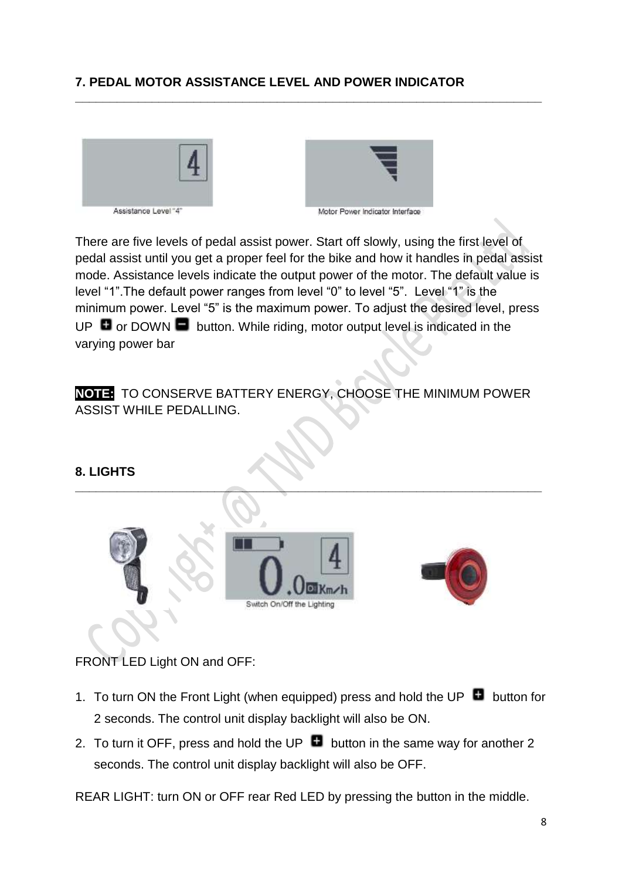## 7. PEDAL MOTOR ASSISTANCE LEVEL AND POWER INDICATOR

Assistance Level "4"

Motor Power Indicator Interface

There are five levels of pedal assist power. Start off slowly, using the first level of pedal assist until you get a proper feel for the bike and how it handles in pedal assist mode. Assistance levels indicate the output power of the motor. The default value is level "1".The default power ranges from level "0" to level "5". Level "1" is the minimum power. Level "5" is the maximum power. To adjust the desired level, press UP or DOWN button. While riding, motor output level is indicated in the varying power bar

**NOTE:** TO CONSERVE BATTERY ENERGY, CHOOSE THE MINIMUM POWER ASSIST WHILE PEDALLING.

## 8. LIGHTS

Switch On/Off the Lighting

FRONT LED Light ON and OFF:

1. To turn ON the Front Light (when equipped) press and hold the UP button for 2 seconds. The control unit display backlight will also be ON.
2. To turn it OFF, press and hold the UP button in the same way for another 2 seconds. The control unit display backlight will also be OFF.

REAR LIGHT: turn ON or OFF rear Red LED by pressing the button in the middle.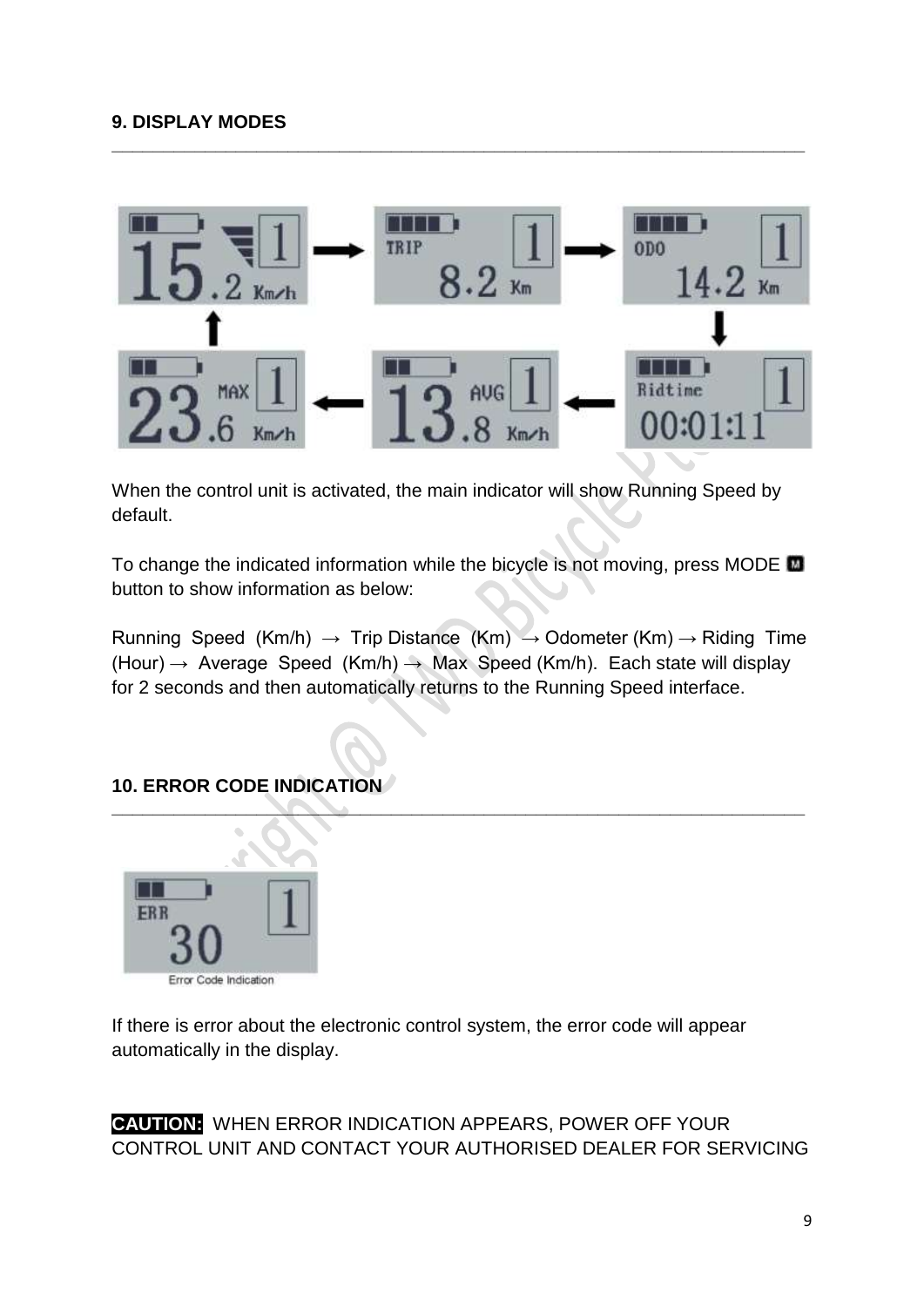## 9. DISPLAY MODES

When the control unit is activated, the main indicator will show Running Speed by default.

To change the indicated information while the bicycle is not moving, press MODE button to show information as below:

Running Speed (Km/h) → Trip Distance (Km) → Odometer (Km) → Riding Time (Hour) → Average Speed (Km/h) → Max Speed (Km/h). Each state will display for 2 seconds and then automatically returns to the Running Speed interface.

## 10. ERROR CODE INDICATION

Error Code Indication

If there is error about the electronic control system, the error code will appear automatically in the display.

**CAUTION:** WHEN ERROR INDICATION APPEARS, POWER OFF YOUR CONTROL UNIT AND CONTACT YOUR AUTHORISED DEALER FOR SERVICING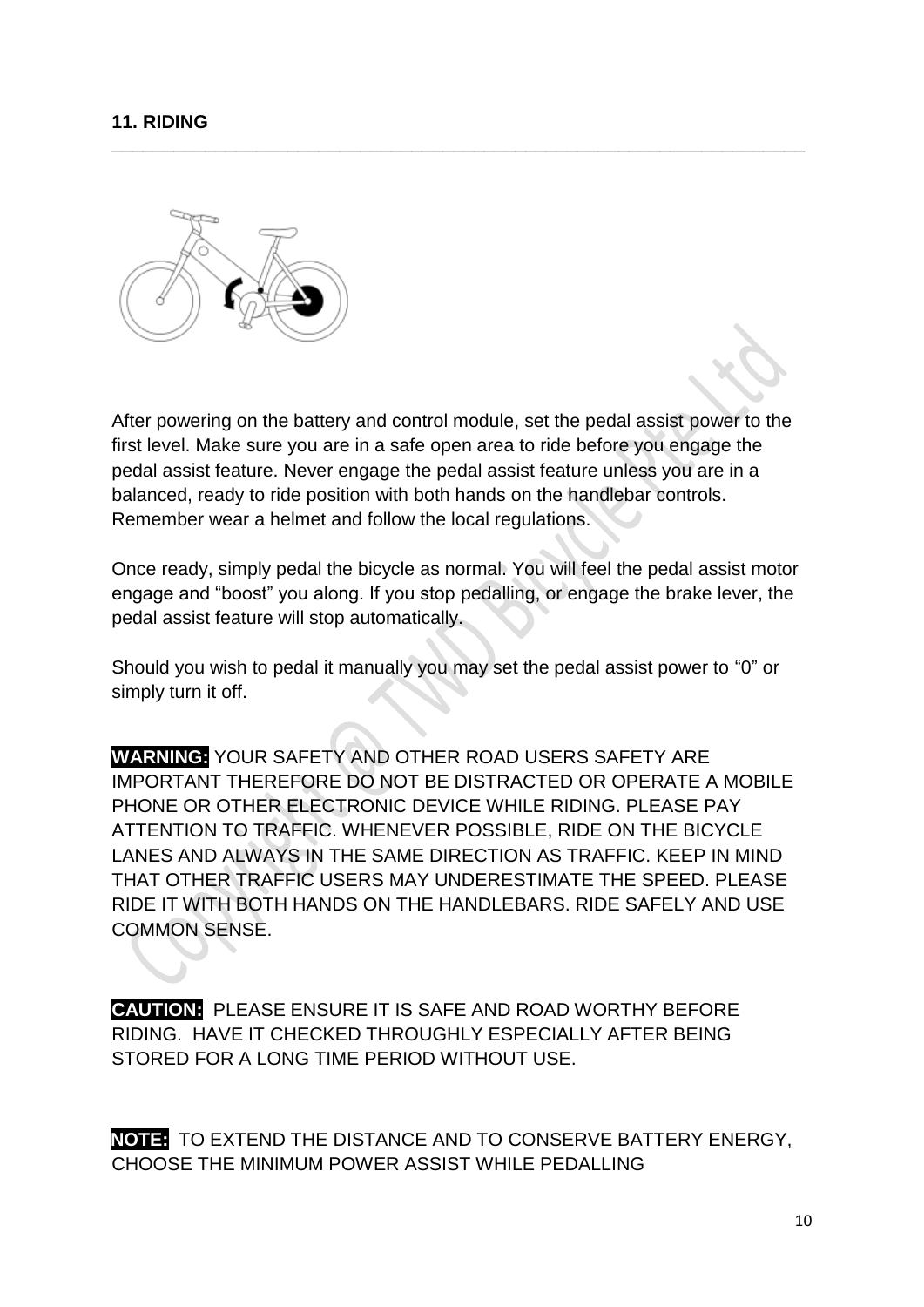## 11. RIDING

After powering on the battery and control module, set the pedal assist power to the first level. Make sure you are in a safe open area to ride before you engage the pedal assist feature. Never engage the pedal assist feature unless you are in a balanced, ready to ride position with both hands on the handlebar controls. Remember wear a helmet and follow the local regulations.

Once ready, simply pedal the bicycle as normal. You will feel the pedal assist motor engage and "boost" you along. If you stop pedalling, or engage the brake lever, the pedal assist feature will stop automatically.

Should you wish to pedal it manually you may set the pedal assist power to "0" or simply turn it off.

**WARNING:** YOUR SAFETY AND OTHER ROAD USERS SAFETY ARE IMPORTANT THEREFORE DO NOT BE DISTRACTED OR OPERATE A MOBILE PHONE OR OTHER ELECTRONIC DEVICE WHILE RIDING. PLEASE PAY ATTENTION TO TRAFFIC. WHENEVER POSSIBLE, RIDE ON THE BICYCLE LANES AND ALWAYS IN THE SAME DIRECTION AS TRAFFIC. KEEP IN MIND THAT OTHER TRAFFIC USERS MAY UNDERESTIMATE THE SPEED. PLEASE RIDE IT WITH BOTH HANDS ON THE HANDLEBARS. RIDE SAFELY AND USE COMMON SENSE.

**CAUTION:** PLEASE ENSURE IT IS SAFE AND ROAD WORTHY BEFORE RIDING. HAVE IT CHECKED THROUGHLY ESPECIALLY AFTER BEING STORED FOR A LONG TIME PERIOD WITHOUT USE.

**NOTE:** TO EXTEND THE DISTANCE AND TO CONSERVE BATTERY ENERGY, CHOOSE THE MINIMUM POWER ASSIST WHILE PEDALLING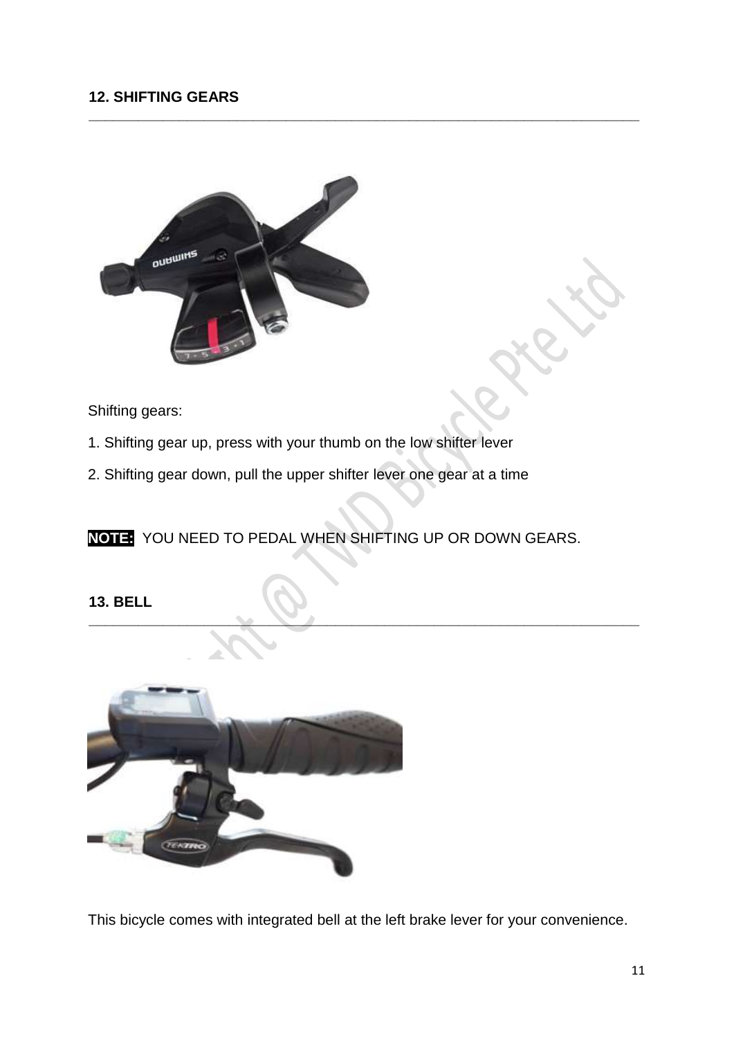## 12. SHIFTING GEARS

Shifting gears:

1. Shifting gear up, press with your thumb on the low shifter lever
2. Shifting gear down, pull the upper shifter lever one gear at a time

**NOTE:** YOU NEED TO PEDAL WHEN SHIFTING UP OR DOWN GEARS.

## 13. BELL

This bicycle comes with integrated bell at the left brake lever for your convenience.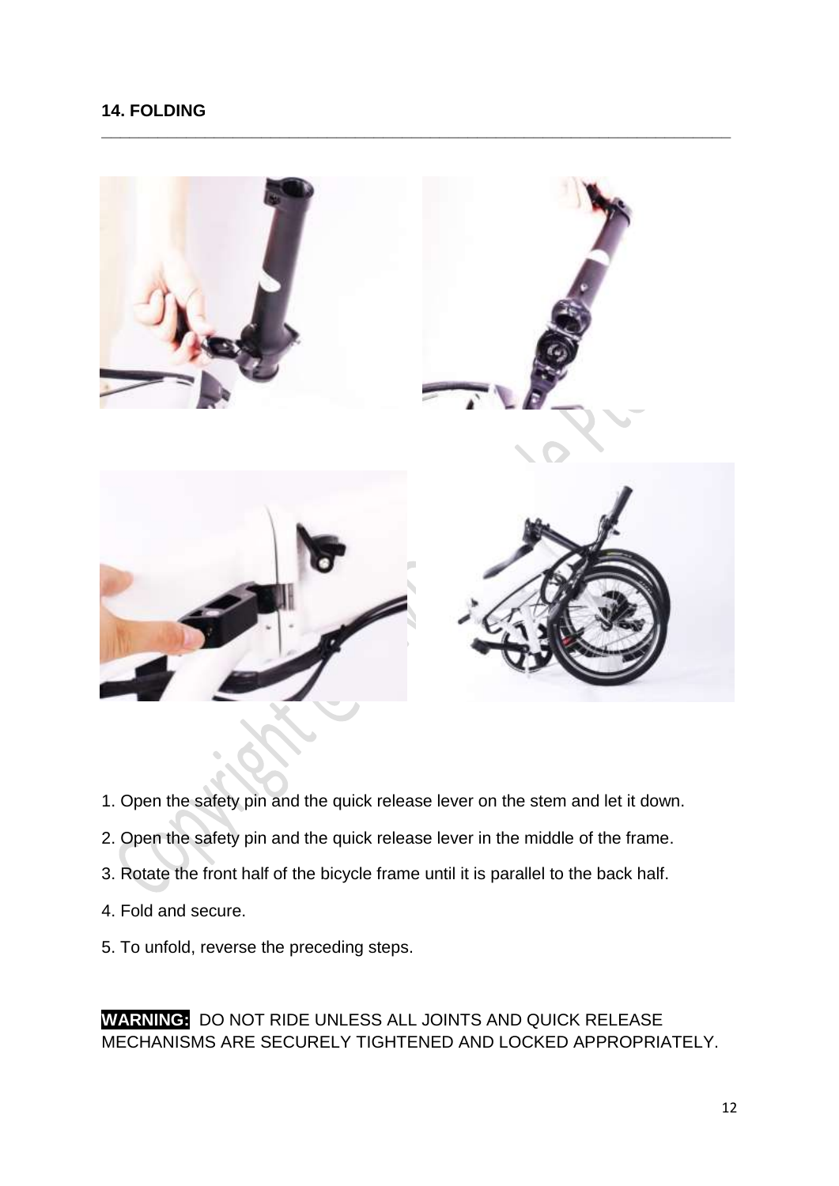## 14. FOLDING

1. Open the safety pin and the quick release lever on the stem and let it down.
2. Open the safety pin and the quick release lever in the middle of the frame.
3. Rotate the front half of the bicycle frame until it is parallel to the back half.
4. Fold and secure.
5. To unfold, reverse the preceding steps.

**WARNING:** DO NOT RIDE UNLESS ALL JOINTS AND QUICK RELEASE MECHANISMS ARE SECURELY TIGHTENED AND LOCKED APPROPRIATELY.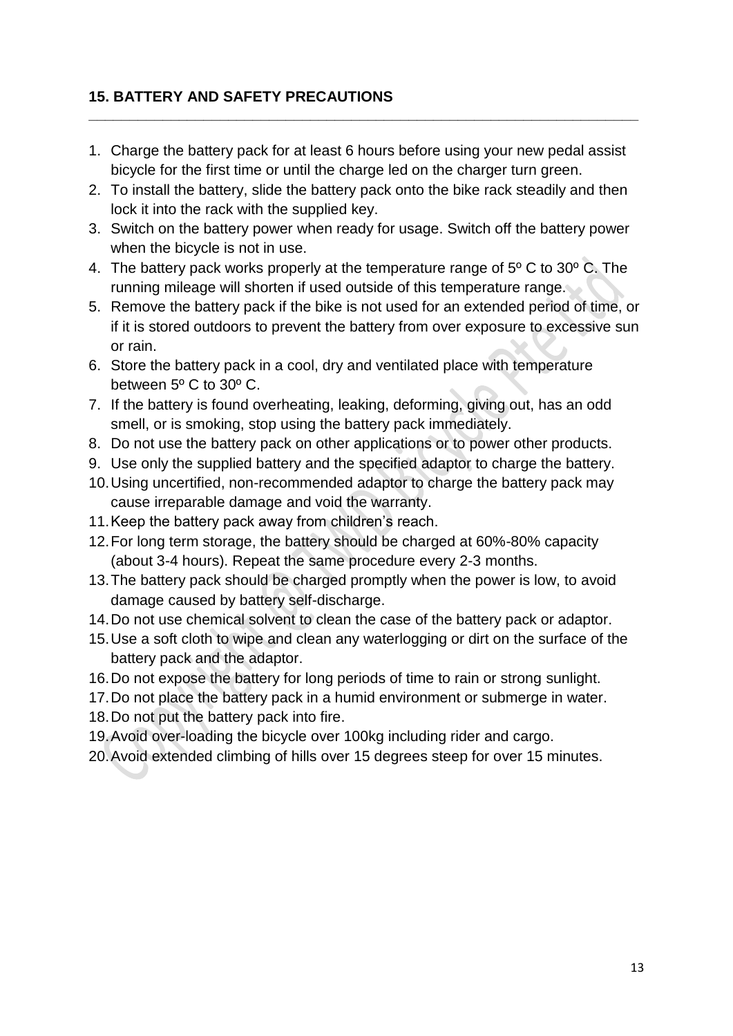## 15. BATTERY AND SAFETY PRECAUTIONS

1. Charge the battery pack for at least 6 hours before using your new pedal assist bicycle for the first time or until the charge led on the charger turn green.
2. To install the battery, slide the battery pack onto the bike rack steadily and then lock it into the rack with the supplied key.
3. Switch on the battery power when ready for usage. Switch off the battery power when the bicycle is not in use.
4. The battery pack works properly at the temperature range of 5º C to 30º C. The running mileage will shorten if used outside of this temperature range.
5. Remove the battery pack if the bike is not used for an extended period of time, or if it is stored outdoors to prevent the battery from over exposure to excessive sun or rain.
6. Store the battery pack in a cool, dry and ventilated place with temperature between 5º C to 30º C.
7. If the battery is found overheating, leaking, deforming, giving out, has an odd smell, or is smoking, stop using the battery pack immediately.
8. Do not use the battery pack on other applications or to power other products.
9. Use only the supplied battery and the specified adaptor to charge the battery.
10. Using uncertified, non-recommended adaptor to charge the battery pack may cause irreparable damage and void the warranty.
11. Keep the battery pack away from children's reach.
12. For long term storage, the battery should be charged at 60%-80% capacity (about 3-4 hours). Repeat the same procedure every 2-3 months.
13. The battery pack should be charged promptly when the power is low, to avoid damage caused by battery self-discharge.
14. Do not use chemical solvent to clean the case of the battery pack or adaptor.
15. Use a soft cloth to wipe and clean any waterlogging or dirt on the surface of the battery pack and the adaptor.
16. Do not expose the battery for long periods of time to rain or strong sunlight.
17. Do not place the battery pack in a humid environment or submerge in water.
18. Do not put the battery pack into fire.
19. Avoid over-loading the bicycle over 100kg including rider and cargo.
20. Avoid extended climbing of hills over 15 degrees steep for over 15 minutes.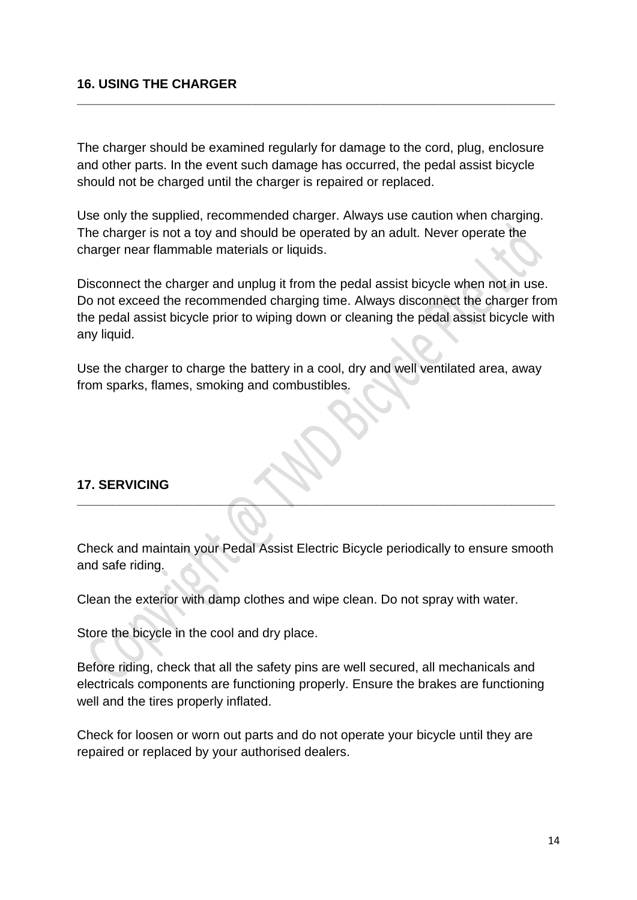## 16. USING THE CHARGER

The charger should be examined regularly for damage to the cord, plug, enclosure and other parts. In the event such damage has occurred, the pedal assist bicycle should not be charged until the charger is repaired or replaced.

Use only the supplied, recommended charger. Always use caution when charging. The charger is not a toy and should be operated by an adult. Never operate the charger near flammable materials or liquids.

Disconnect the charger and unplug it from the pedal assist bicycle when not in use. Do not exceed the recommended charging time. Always disconnect the charger from the pedal assist bicycle prior to wiping down or cleaning the pedal assist bicycle with any liquid.

Use the charger to charge the battery in a cool, dry and well ventilated area, away from sparks, flames, smoking and combustibles.

## 17. SERVICING

Check and maintain your Pedal Assist Electric Bicycle periodically to ensure smooth and safe riding.

Clean the exterior with damp clothes and wipe clean. Do not spray with water.

Store the bicycle in the cool and dry place.

Before riding, check that all the safety pins are well secured, all mechanicals and electricals components are functioning properly. Ensure the brakes are functioning well and the tires properly inflated.

Check for loosen or worn out parts and do not operate your bicycle until they are repaired or replaced by your authorised dealers.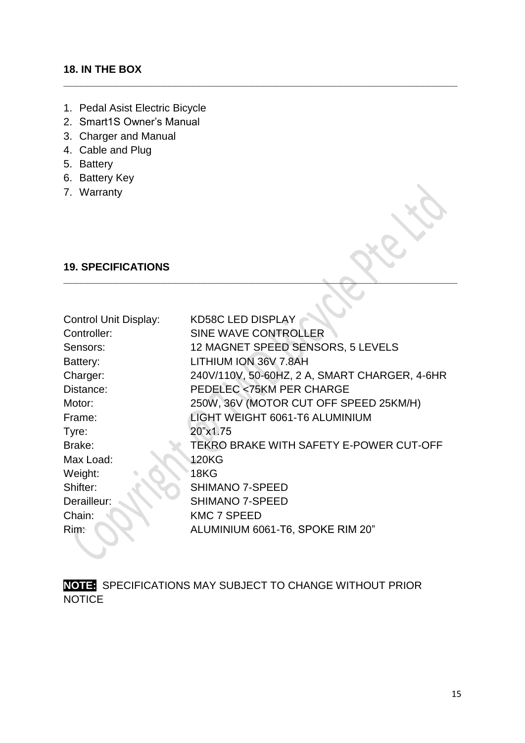## 18. IN THE BOX

1. Pedal Asist Electric Bicycle
2. Smart1S Owner's Manual
3. Charger and Manual
4. Cable and Plug
5. Battery
6. Battery Key
7. Warranty

## 19. SPECIFICATIONS

| | |
|---|---|
| Control Unit Display: | KD58C LED DISPLAY |
| Controller: | SINE WAVE CONTROLLER |
| Sensors: | 12 MAGNET SPEED SENSORS, 5 LEVELS |
| Battery: | LITHIUM ION 36V 7.8AH |
| Charger: | 240V/110V, 50-60HZ, 2 A, SMART CHARGER, 4-6HR |
| Distance: | PEDELEC <75KM PER CHARGE |
| Motor: | 250W, 36V (MOTOR CUT OFF SPEED 25KM/H) |
| Frame: | LIGHT WEIGHT 6061-T6 ALUMINIUM |
| Tyre: | 20"x1.75 |
| Brake: | TEKRO BRAKE WITH SAFETY E-POWER CUT-OFF |
| Max Load: | 120KG |
| Weight: | 18KG |
| Shifter: | SHIMANO 7-SPEED |
| Derailleur: | SHIMANO 7-SPEED |
| Chain: | KMC 7 SPEED |
| Rim: | ALUMINIUM 6061-T6, SPOKE RIM 20" |

**NOTE:** SPECIFICATIONS MAY SUBJECT TO CHANGE WITHOUT PRIOR NOTICE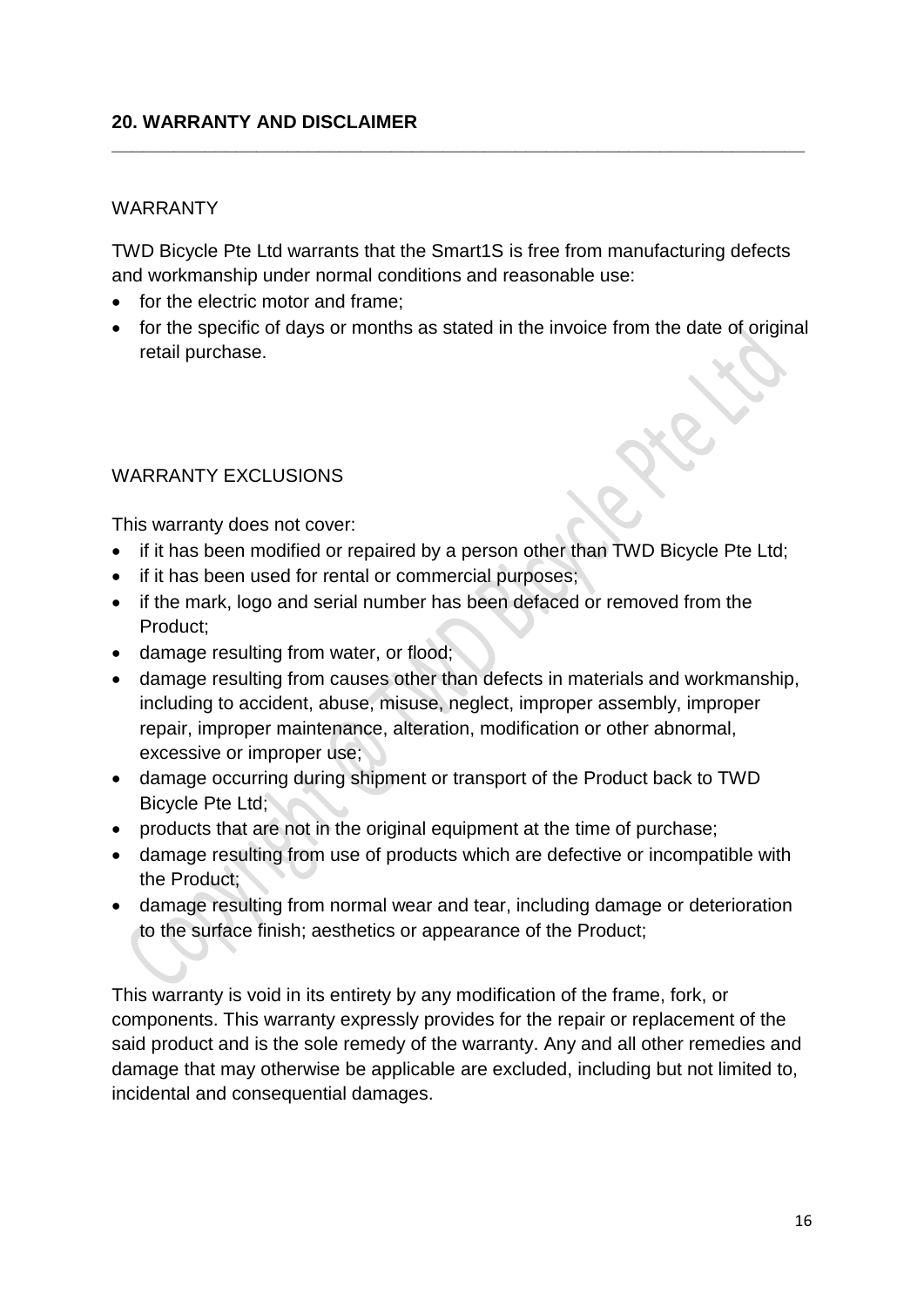## 20. WARRANTY AND DISCLAIMER

---

### WARRANTY

TWD Bicycle Pte Ltd warrants that the Smart1S is free from manufacturing defects and workmanship under normal conditions and reasonable use:

- for the electric motor and frame;
- for the specific of days or months as stated in the invoice from the date of original retail purchase.

### WARRANTY EXCLUSIONS

This warranty does not cover:

- if it has been modified or repaired by a person other than TWD Bicycle Pte Ltd;
- if it has been used for rental or commercial purposes;
- if the mark, logo and serial number has been defaced or removed from the Product;
- damage resulting from water, or flood;
- damage resulting from causes other than defects in materials and workmanship, including to accident, abuse, misuse, neglect, improper assembly, improper repair, improper maintenance, alteration, modification or other abnormal, excessive or improper use;
- damage occurring during shipment or transport of the Product back to TWD Bicycle Pte Ltd;
- products that are not in the original equipment at the time of purchase;
- damage resulting from use of products which are defective or incompatible with the Product;
- damage resulting from normal wear and tear, including damage or deterioration to the surface finish; aesthetics or appearance of the Product;

This warranty is void in its entirety by any modification of the frame, fork, or components. This warranty expressly provides for the repair or replacement of the said product and is the sole remedy of the warranty. Any and all other remedies and damage that may otherwise be applicable are excluded, including but not limited to, incidental and consequential damages.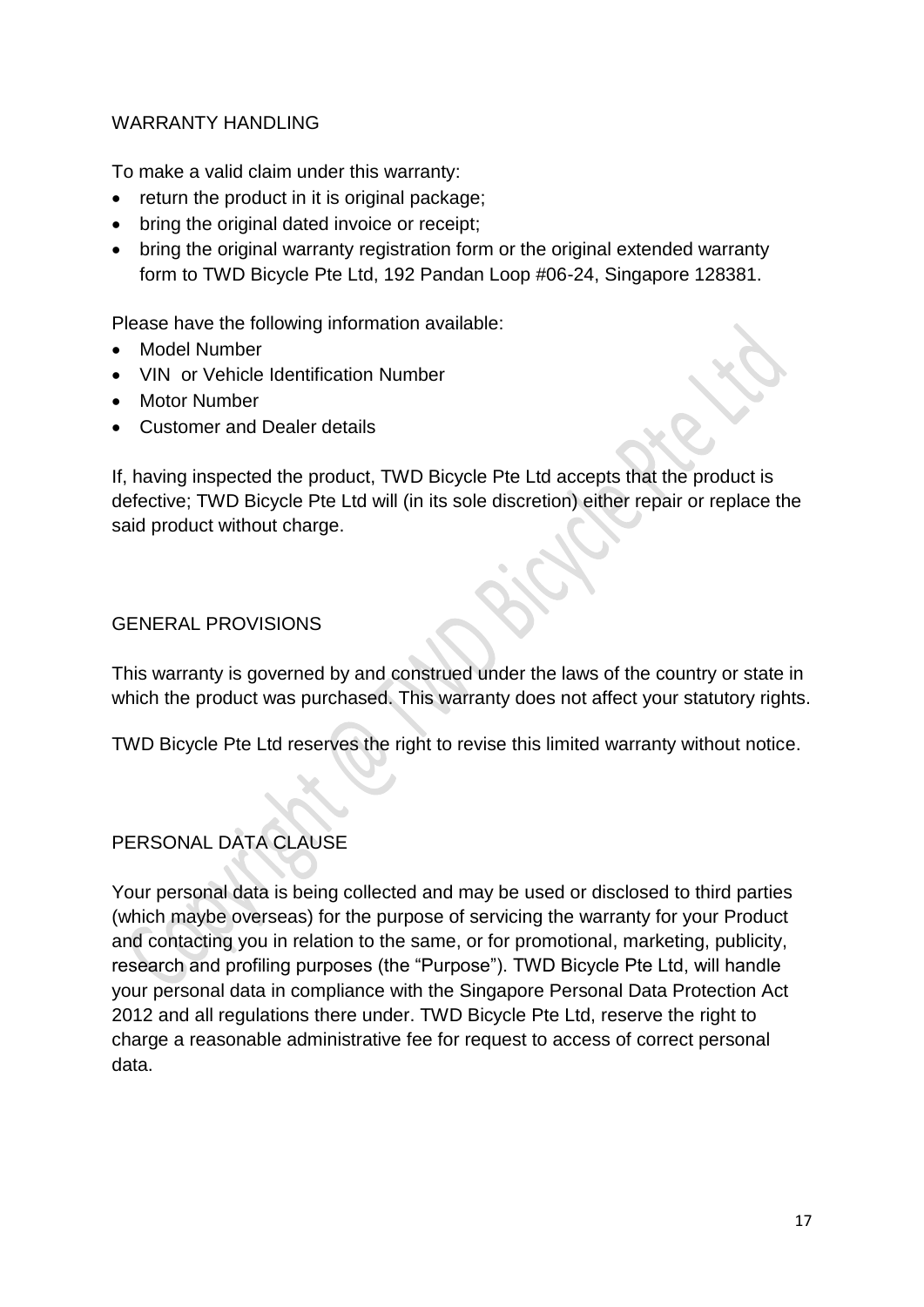## WARRANTY HANDLING

To make a valid claim under this warranty:

- return the product in it is original package;
- bring the original dated invoice or receipt;
- bring the original warranty registration form or the original extended warranty form to TWD Bicycle Pte Ltd, 192 Pandan Loop #06-24, Singapore 128381.

Please have the following information available:

- Model Number
- VIN  or Vehicle Identification Number
- Motor Number
- Customer and Dealer details

If, having inspected the product, TWD Bicycle Pte Ltd accepts that the product is defective; TWD Bicycle Pte Ltd will (in its sole discretion) either repair or replace the said product without charge.

## GENERAL PROVISIONS

This warranty is governed by and construed under the laws of the country or state in which the product was purchased. This warranty does not affect your statutory rights.

TWD Bicycle Pte Ltd reserves the right to revise this limited warranty without notice.

## PERSONAL DATA CLAUSE

Your personal data is being collected and may be used or disclosed to third parties (which maybe overseas) for the purpose of servicing the warranty for your Product and contacting you in relation to the same, or for promotional, marketing, publicity, research and profiling purposes (the "Purpose"). TWD Bicycle Pte Ltd, will handle your personal data in compliance with the Singapore Personal Data Protection Act 2012 and all regulations there under. TWD Bicycle Pte Ltd, reserve the right to charge a reasonable administrative fee for request to access of correct personal data.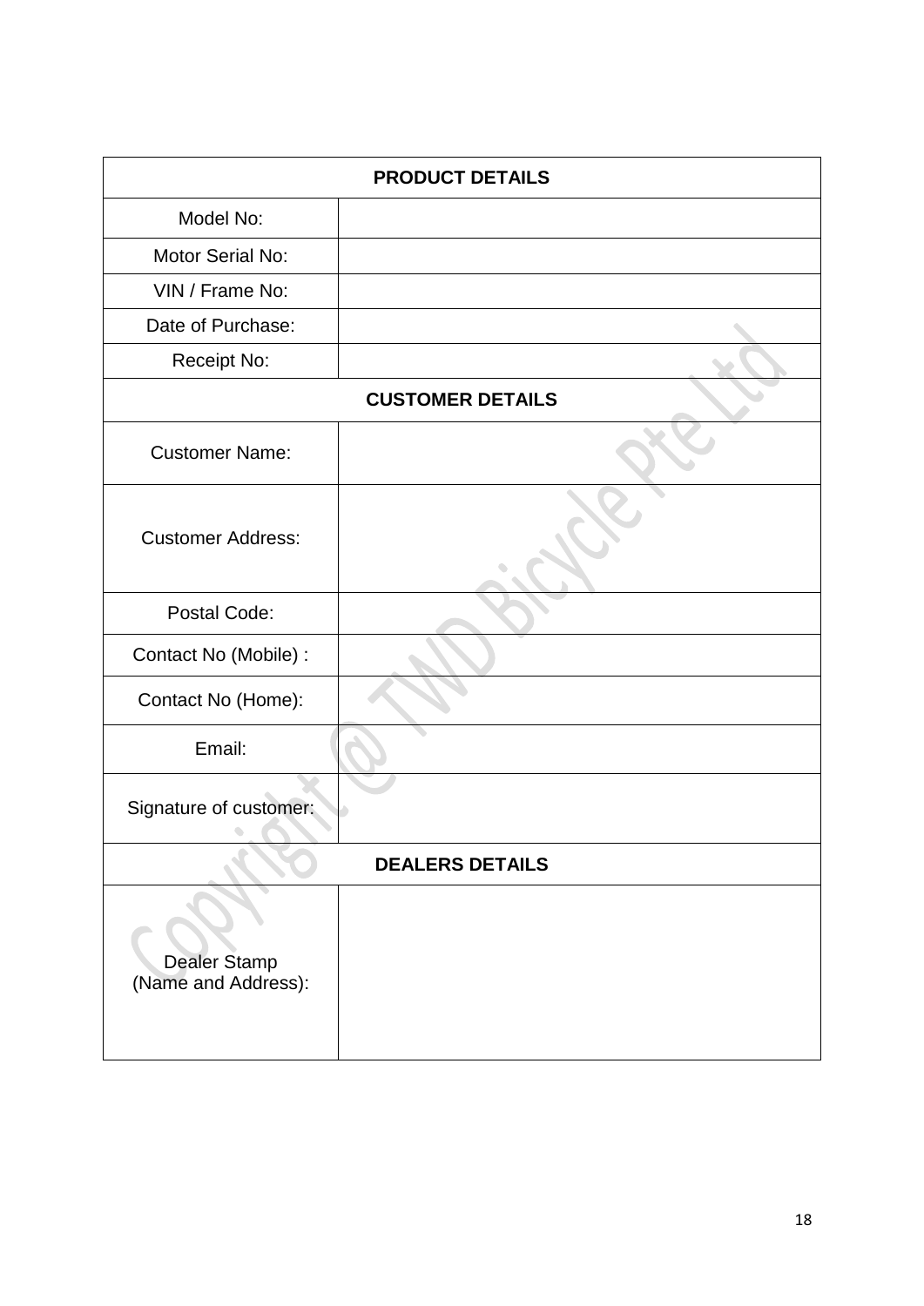| PRODUCT DETAILS | |
|---|---|
| Model No: | |
| Motor Serial No: | |
| VIN / Frame No: | |
| Date of Purchase: | |
| Receipt No: | |
| **CUSTOMER DETAILS** | |
| Customer Name: | |
| Customer Address: | |
| Postal Code: | |
| Contact No (Mobile) : | |
| Contact No (Home): | |
| Email: | |
| Signature of customer: | |
| **DEALERS DETAILS** | |
| Dealer Stamp (Name and Address): | |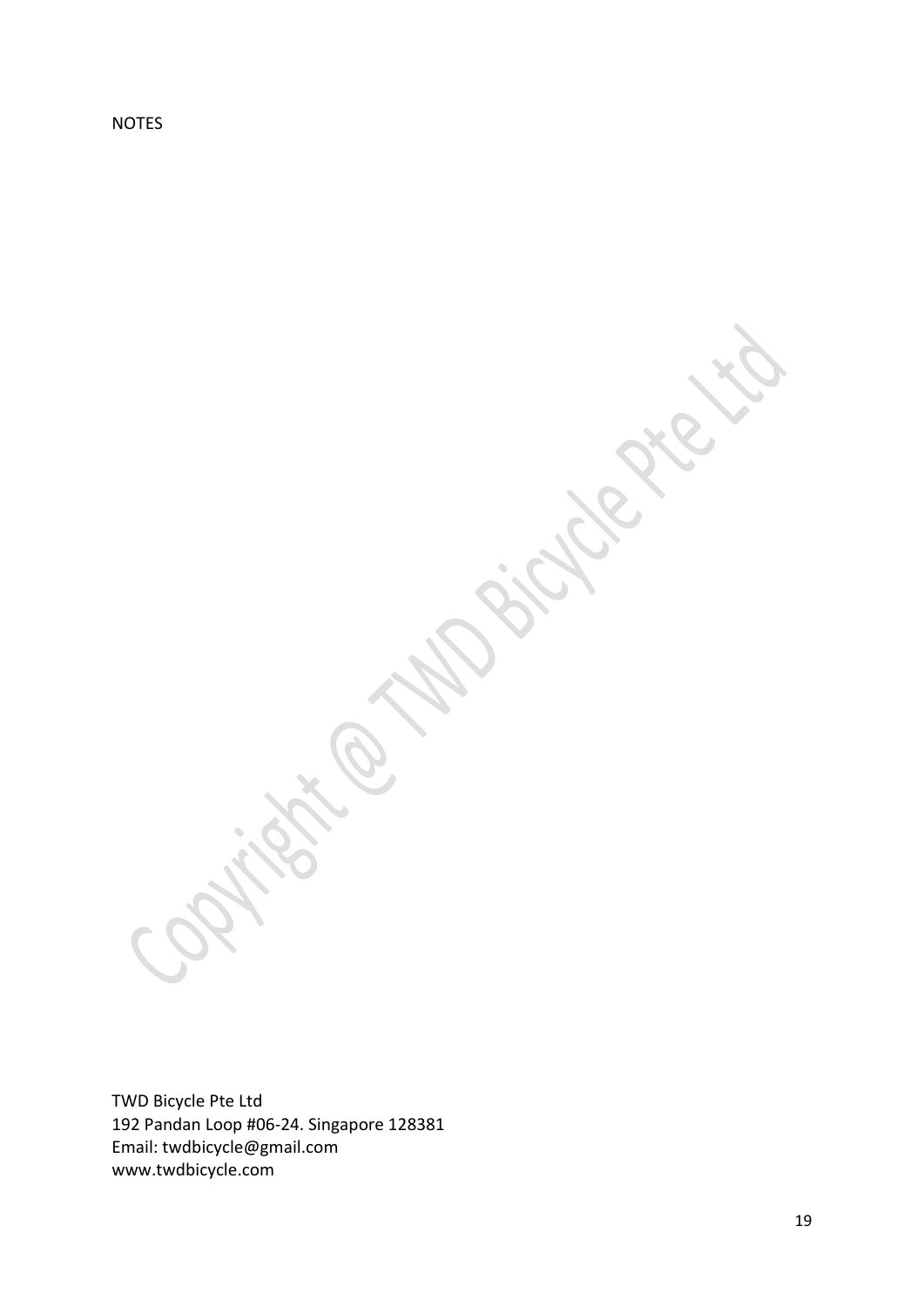NOTES

TWD Bicycle Pte Ltd
192 Pandan Loop #06-24. Singapore 128381
Email: twdbicycle@gmail.com
www.twdbicycle.com